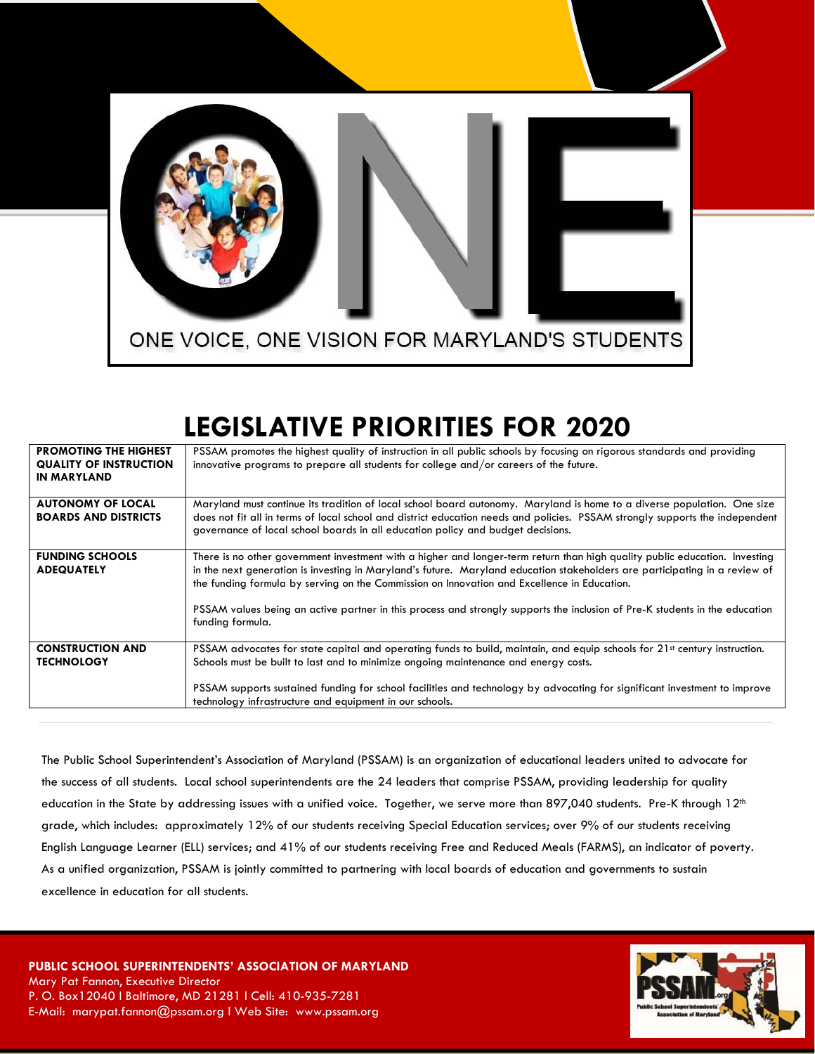# ONE

ONE VOICE, ONE VISION FOR MARYLAND'S STUDENTS

## LEGISLATIVE PRIORITIES FOR 2020

| | |
|---|---|
| **PROMOTING THE HIGHEST QUALITY OF INSTRUCTION IN MARYLAND** | PSSAM promotes the highest quality of instruction in all public schools by focusing on rigorous standards and providing innovative programs to prepare all students for college and/or careers of the future. |
| **AUTONOMY OF LOCAL BOARDS AND DISTRICTS** | Maryland must continue its tradition of local school board autonomy. Maryland is home to a diverse population. One size does not fit all in terms of local school and district education needs and policies. PSSAM strongly supports the independent governance of local school boards in all education policy and budget decisions. |
| **FUNDING SCHOOLS ADEQUATELY** | There is no other government investment with a higher and longer-term return than high quality public education. Investing in the next generation is investing in Maryland's future. Maryland education stakeholders are participating in a review of the funding formula by serving on the Commission on Innovation and Excellence in Education.<br><br>PSSAM values being an active partner in this process and strongly supports the inclusion of Pre-K students in the education funding formula. |
| **CONSTRUCTION AND TECHNOLOGY** | PSSAM advocates for state capital and operating funds to build, maintain, and equip schools for 21st century instruction. Schools must be built to last and to minimize ongoing maintenance and energy costs.<br><br>PSSAM supports sustained funding for school facilities and technology by advocating for significant investment to improve technology infrastructure and equipment in our schools. |

The Public School Superintendent's Association of Maryland (PSSAM) is an organization of educational leaders united to advocate for the success of all students. Local school superintendents are the 24 leaders that comprise PSSAM, providing leadership for quality education in the State by addressing issues with a unified voice. Together, we serve more than 897,040 students. Pre-K through 12th grade, which includes: approximately 12% of our students receiving Special Education services; over 9% of our students receiving English Language Learner (ELL) services; and 41% of our students receiving Free and Reduced Meals (FARMS), an indicator of poverty. As a unified organization, PSSAM is jointly committed to partnering with local boards of education and governments to sustain excellence in education for all students.

**PUBLIC SCHOOL SUPERINTENDENTS' ASSOCIATION OF MARYLAND**
Mary Pat Fannon, Executive Director
P. O. Box12040 I Baltimore, MD 21281 I Cell: 410-935-7281
E-Mail: marypat.fannon@pssam.org I Web Site: www.pssam.org

PSSAM.org
Public School Superintendents Association of Maryland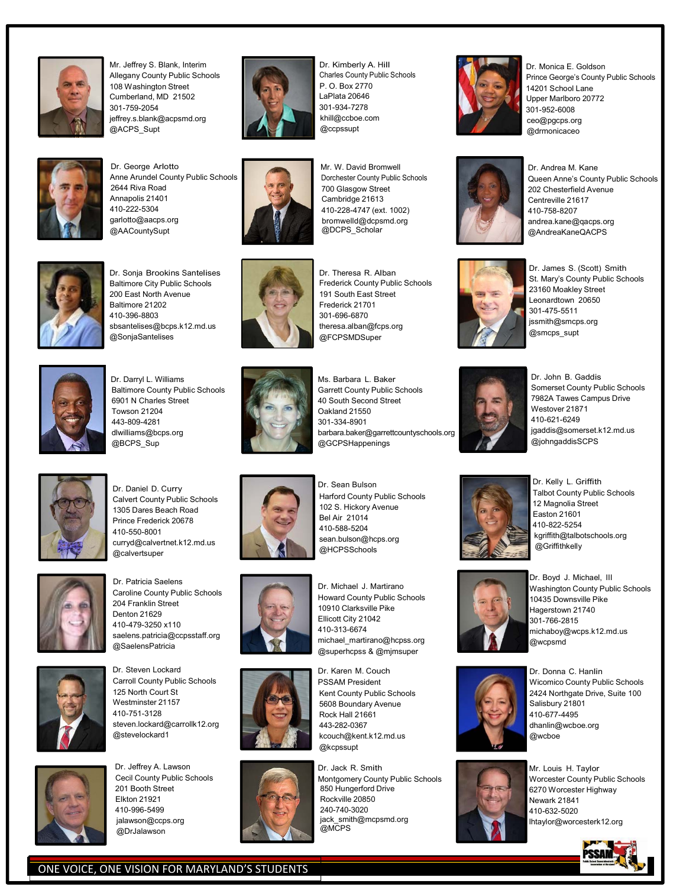Mr. Jeffrey S. Blank, Interim
Allegany County Public Schools
108 Washington Street
Cumberland, MD 21502
301-759-2054
jeffrey.s.blank@acpsmd.org
@ACPS_Supt

Dr. Kimberly A. Hill
Charles County Public Schools
P. O. Box 2770
LaPlata 20646
301-934-7278
khill@ccboe.com
@ccpssupt

Dr. Monica E. Goldson
Prince George's County Public Schools
14201 School Lane
Upper Marlboro 20772
301-952-6008
ceo@pgcps.org
@drmonicaceo

Dr. George Arlotto
Anne Arundel County Public Schools
2644 Riva Road
Annapolis 21401
410-222-5304
garlotto@aacps.org
@AACountySupt

Mr. W. David Bromwell
Dorchester County Public Schools
700 Glasgow Street
Cambridge 21613
410-228-4747 (ext. 1002)
bromwelld@dcpsmd.org
@DCPS_Scholar

Dr. Andrea M. Kane
Queen Anne's County Public Schools
202 Chesterfield Avenue
Centreville 21617
410-758-8207
andrea.kane@qacps.org
@AndreaKaneQACPS

Dr. Sonja Brookins Santelises
Baltimore City Public Schools
200 East North Avenue
Baltimore 21202
410-396-8803
sbsantelises@bcps.k12.md.us
@SonjaSantelises

Dr. Theresa R. Alban
Frederick County Public Schools
191 South East Street
Frederick 21701
301-696-6870
theresa.alban@fcps.org
@FCPSMDSuper

Dr. James S. (Scott) Smith
St. Mary's County Public Schools
23160 Moakley Street
Leonardtown 20650
301-475-5511
jssmith@smcps.org
@smcps_supt

Dr. Darryl L. Williams
Baltimore County Public Schools
6901 N Charles Street
Towson 21204
443-809-4281
dlwilliams@bcps.org
@BCPS_Sup

Ms. Barbara L. Baker
Garrett County Public Schools
40 South Second Street
Oakland 21550
301-334-8901
barbara.baker@garrettcountyschools.org
@GCPSHappenings

Dr. John B. Gaddis
Somerset County Public Schools
7982A Tawes Campus Drive
Westover 21871
410-621-6249
jgaddis@somerset.k12.md.us
@johngaddisSCPS

Dr. Daniel D. Curry
Calvert County Public Schools
1305 Dares Beach Road
Prince Frederick 20678
410-550-8001
curryd@calvertnet.k12.md.us
@calvertsuper

Dr. Sean Bulson
Harford County Public Schools
102 S. Hickory Avenue
Bel Air 21014
410-588-5204
sean.bulson@hcps.org
@HCPSSchools

Dr. Kelly L. Griffith
Talbot County Public Schools
12 Magnolia Street
Easton 21601
410-822-5254
kgriffith@talbotschools.org
@Griffithkelly

Dr. Patricia Saelens
Caroline County Public Schools
204 Franklin Street
Denton 21629
410-479-3250 x110
saelens.patricia@ccpsstaff.org
@SaelensPatricia

Dr. Michael J. Martirano
Howard County Public Schools
10910 Clarksville Pike
Ellicott City 21042
410-313-6674
michael_martirano@hcpss.org
@superhcpss & @mjmsuper

Dr. Boyd J. Michael, III
Washington County Public Schools
10435 Downsville Pike
Hagerstown 21740
301-766-2815
michaboy@wcps.k12.md.us
@wcpsmd

Dr. Steven Lockard
Carroll County Public Schools
125 North Court St
Westminster 21157
410-751-3128
steven.lockard@carrollk12.org
@stevelockard1

Dr. Karen M. Couch
PSSAM President
Kent County Public Schools
5608 Boundary Avenue
Rock Hall 21661
443-282-0367
kcouch@kent.k12.md.us
@kcpssupt

Dr. Donna C. Hanlin
Wicomico County Public Schools
2424 Northgate Drive, Suite 100
Salisbury 21801
410-677-4495
dhanlin@wcboe.org
@wcboe

Dr. Jeffrey A. Lawson
Cecil County Public Schools
201 Booth Street
Elkton 21921
410-996-5499
jalawson@ccps.org
@DrJalawson

Dr. Jack R. Smith
Montgomery County Public Schools
850 Hungerford Drive
Rockville 20850
240-740-3020
jack_smith@mcpsmd.org
@MCPS

Mr. Louis H. Taylor
Worcester County Public Schools
6270 Worcester Highway
Newark 21841
410-632-5020
lhtaylor@worcesterk12.org

ONE VOICE, ONE VISION FOR MARYLAND'S STUDENTS